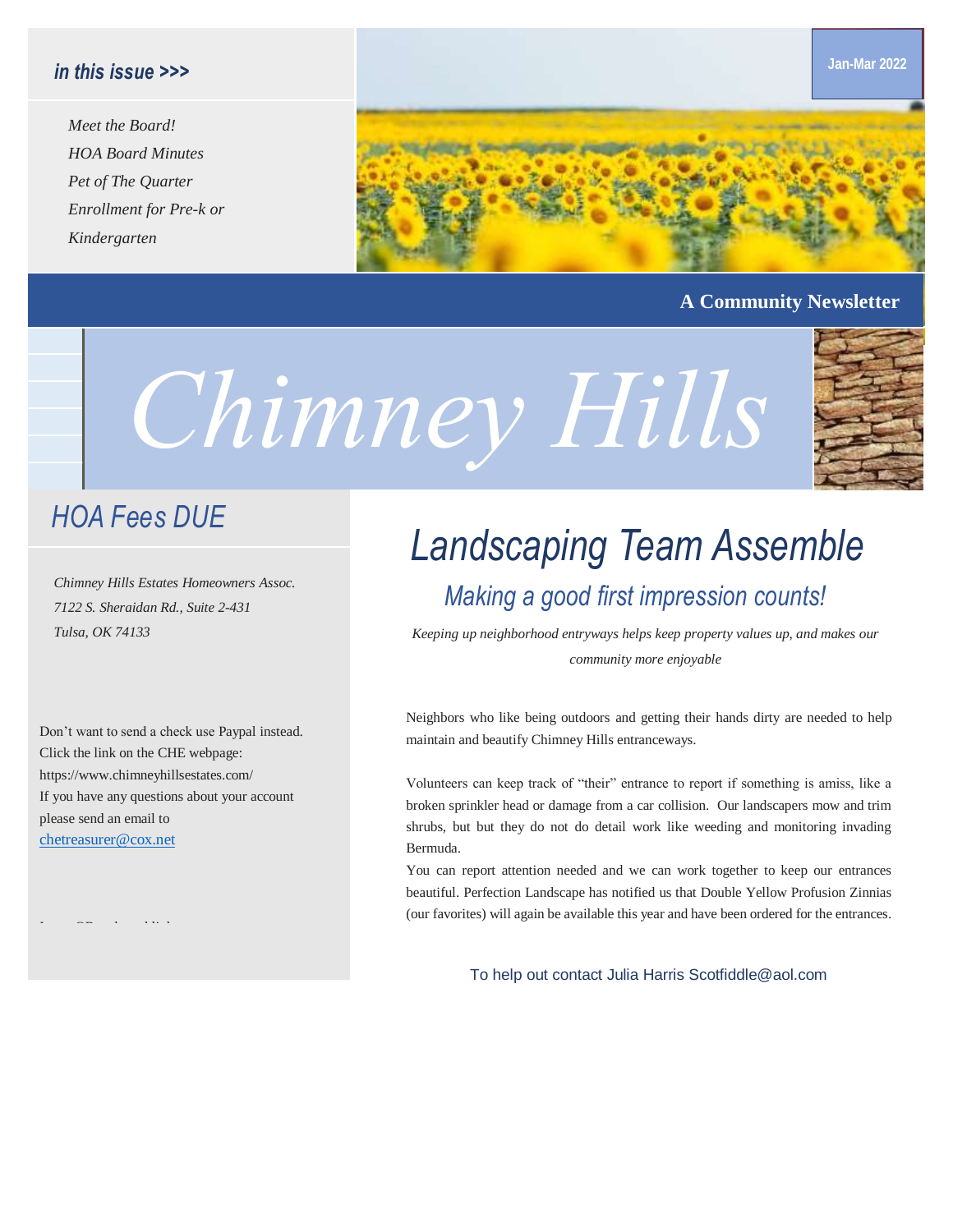*in this issue >>>*

*Meet the Board!*
*HOA Board Minutes*
*Pet of The Quarter*
*Enrollment for Pre-k or Kindergarten*

**Jan-Mar 2022**

**A Community Newsletter**

# *Chimney Hills*

## *HOA Fees DUE*

*Chimney Hills Estates Homeowners Assoc.*
*7122 S. Sheraidan Rd., Suite 2-431*
*Tulsa, OK 74133*

Don't want to send a check use Paypal instead. Click the link on the CHE webpage: https://www.chimneyhillsestates.com/
If you have any questions about your account please send an email to chetreasurer@cox.net

## *Landscaping Team Assemble*

### *Making a good first impression counts!*

*Keeping up neighborhood entryways helps keep property values up, and makes our community more enjoyable*

Neighbors who like being outdoors and getting their hands dirty are needed to help maintain and beautify Chimney Hills entranceways.

Volunteers can keep track of "their" entrance to report if something is amiss, like a broken sprinkler head or damage from a car collision. Our landscapers mow and trim shrubs, but but they do not do detail work like weeding and monitoring invading Bermuda.
You can report attention needed and we can work together to keep our entrances beautiful. Perfection Landscape has notified us that Double Yellow Profusion Zinnias (our favorites) will again be available this year and have been ordered for the entrances.

To help out contact Julia Harris Scotfiddle@aol.com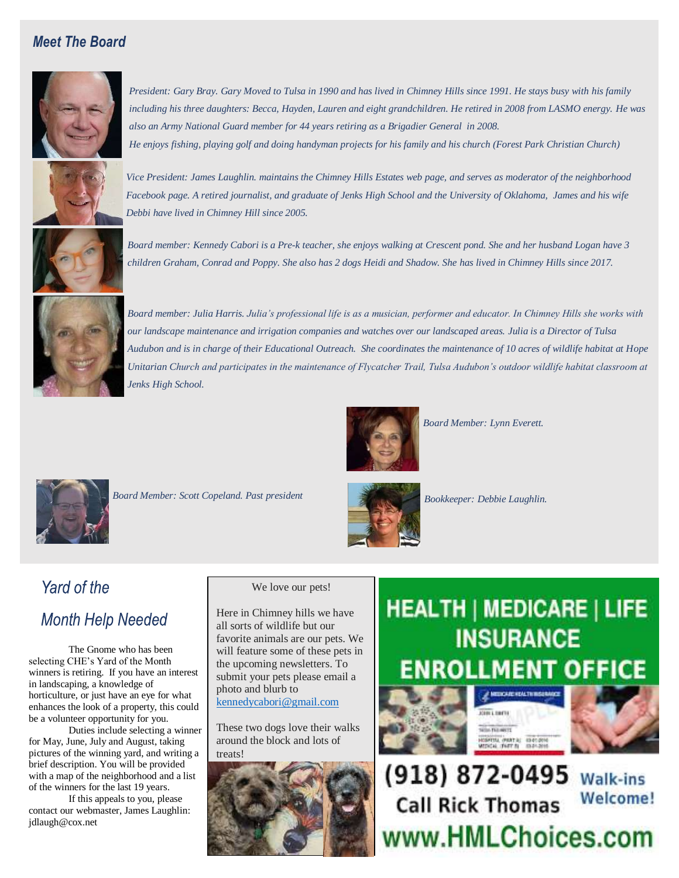## *Meet The Board*

*President: Gary Bray. Gary Moved to Tulsa in 1990 and has lived in Chimney Hills since 1991. He stays busy with his family including his three daughters: Becca, Hayden, Lauren and eight grandchildren. He retired in 2008 from LASMO energy. He was also an Army National Guard member for 44 years retiring as a Brigadier General in 2008.*
*He enjoys fishing, playing golf and doing handyman projects for his family and his church (Forest Park Christian Church)*

*Vice President: James Laughlin. maintains the Chimney Hills Estates web page, and serves as moderator of the neighborhood Facebook page. A retired journalist, and graduate of Jenks High School and the University of Oklahoma, James and his wife Debbi have lived in Chimney Hill since 2005.*

*Board member: Kennedy Cabori is a Pre-k teacher, she enjoys walking at Crescent pond. She and her husband Logan have 3 children Graham, Conrad and Poppy. She also has 2 dogs Heidi and Shadow. She has lived in Chimney Hills since 2017.*

*Board member: Julia Harris. Julia's professional life is as a musician, performer and educator. In Chimney Hills she works with our landscape maintenance and irrigation companies and watches over our landscaped areas. Julia is a Director of Tulsa Audubon and is in charge of their Educational Outreach. She coordinates the maintenance of 10 acres of wildlife habitat at Hope Unitarian Church and participates in the maintenance of Flycatcher Trail, Tulsa Audubon's outdoor wildlife habitat classroom at Jenks High School.*

*Board Member: Lynn Everett.*

*Board Member: Scott Copeland. Past president*

*Bookkeeper: Debbie Laughlin.*

## *Yard of the Month Help Needed*

The Gnome who has been selecting CHE's Yard of the Month winners is retiring. If you have an interest in landscaping, a knowledge of horticulture, or just have an eye for what enhances the look of a property, this could be a volunteer opportunity for you.

Duties include selecting a winner for May, June, July and August, taking pictures of the winning yard, and writing a brief description. You will be provided with a map of the neighborhood and a list of the winners for the last 19 years.

If this appeals to you, please contact our webmaster, James Laughlin: jdlaugh@cox.net

We love our pets!

Here in Chimney hills we have all sorts of wildlife but our favorite animals are our pets. We will feature some of these pets in the upcoming newsletters. To submit your pets please email a photo and blurb to kennedycabori@gmail.com

These two dogs love their walks around the block and lots of treats!

**HEALTH | MEDICARE | LIFE INSURANCE ENROLLMENT OFFICE**

**(918) 872-0495** Call Rick Thomas

**Walk-ins Welcome!**

**www.HMLChoices.com**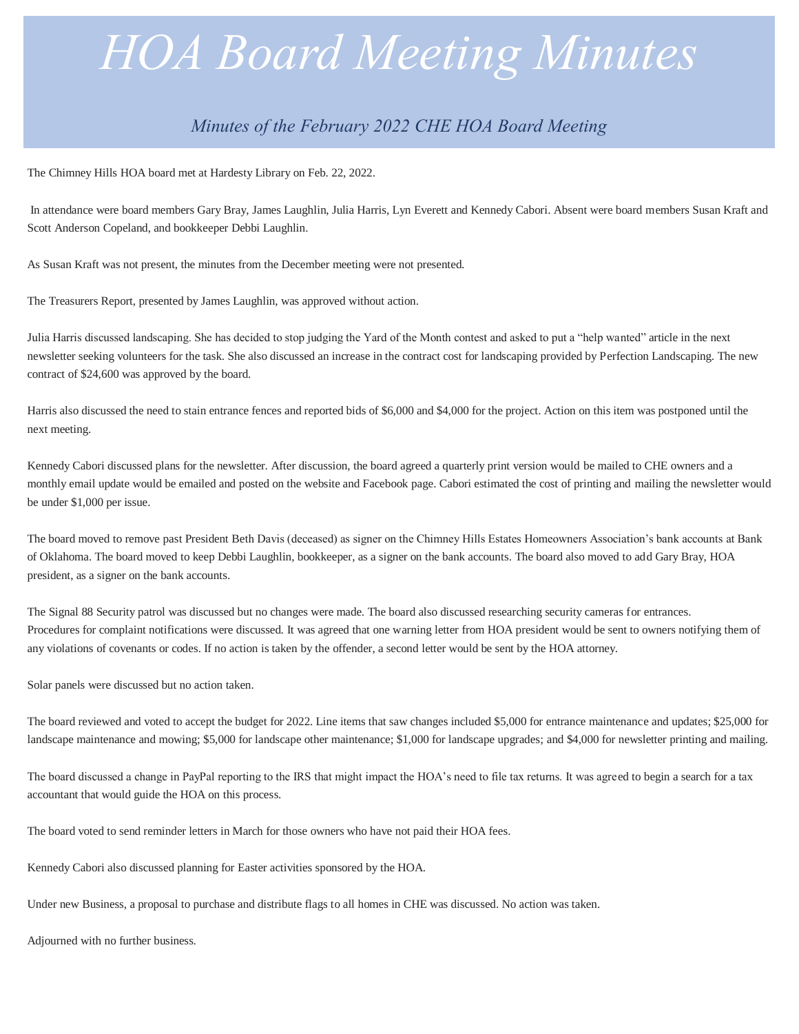# *HOA Board Meeting Minutes*

## *Minutes of the February 2022 CHE HOA Board Meeting*

The Chimney Hills HOA board met at Hardesty Library on Feb. 22, 2022.

In attendance were board members Gary Bray, James Laughlin, Julia Harris, Lyn Everett and Kennedy Cabori. Absent were board members Susan Kraft and Scott Anderson Copeland, and bookkeeper Debbi Laughlin.

As Susan Kraft was not present, the minutes from the December meeting were not presented.

The Treasurers Report, presented by James Laughlin, was approved without action.

Julia Harris discussed landscaping. She has decided to stop judging the Yard of the Month contest and asked to put a "help wanted" article in the next newsletter seeking volunteers for the task. She also discussed an increase in the contract cost for landscaping provided by Perfection Landscaping. The new contract of $24,600 was approved by the board.

Harris also discussed the need to stain entrance fences and reported bids of $6,000 and $4,000 for the project. Action on this item was postponed until the next meeting.

Kennedy Cabori discussed plans for the newsletter. After discussion, the board agreed a quarterly print version would be mailed to CHE owners and a monthly email update would be emailed and posted on the website and Facebook page. Cabori estimated the cost of printing and mailing the newsletter would be under $1,000 per issue.

The board moved to remove past President Beth Davis (deceased) as signer on the Chimney Hills Estates Homeowners Association's bank accounts at Bank of Oklahoma. The board moved to keep Debbi Laughlin, bookkeeper, as a signer on the bank accounts. The board also moved to add Gary Bray, HOA president, as a signer on the bank accounts.

The Signal 88 Security patrol was discussed but no changes were made. The board also discussed researching security cameras for entrances. Procedures for complaint notifications were discussed. It was agreed that one warning letter from HOA president would be sent to owners notifying them of any violations of covenants or codes. If no action is taken by the offender, a second letter would be sent by the HOA attorney.

Solar panels were discussed but no action taken.

The board reviewed and voted to accept the budget for 2022. Line items that saw changes included $5,000 for entrance maintenance and updates; $25,000 for landscape maintenance and mowing; $5,000 for landscape other maintenance; $1,000 for landscape upgrades; and $4,000 for newsletter printing and mailing.

The board discussed a change in PayPal reporting to the IRS that might impact the HOA's need to file tax returns. It was agreed to begin a search for a tax accountant that would guide the HOA on this process.

The board voted to send reminder letters in March for those owners who have not paid their HOA fees.

Kennedy Cabori also discussed planning for Easter activities sponsored by the HOA.

Under new Business, a proposal to purchase and distribute flags to all homes in CHE was discussed. No action was taken.

Adjourned with no further business.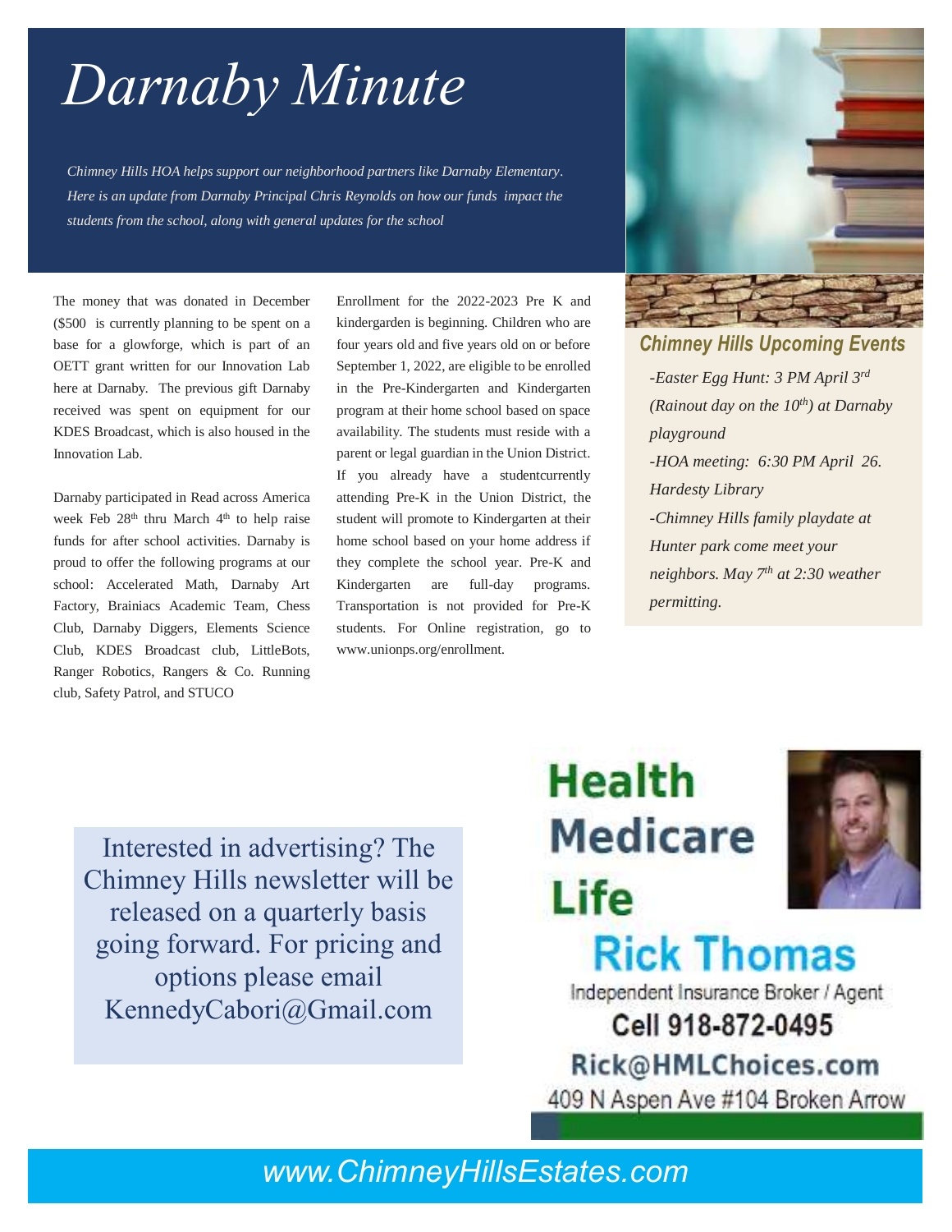# Darnaby Minute

*Chimney Hills HOA helps support our neighborhood partners like Darnaby Elementary. Here is an update from Darnaby Principal Chris Reynolds on how our funds impact the students from the school, along with general updates for the school*

The money that was donated in December ($500 is currently planning to be spent on a base for a glowforge, which is part of an OETT grant written for our Innovation Lab here at Darnaby. The previous gift Darnaby received was spent on equipment for our KDES Broadcast, which is also housed in the Innovation Lab.

Darnaby participated in Read across America week Feb 28th thru March 4th to help raise funds for after school activities. Darnaby is proud to offer the following programs at our school: Accelerated Math, Darnaby Art Factory, Brainiacs Academic Team, Chess Club, Darnaby Diggers, Elements Science Club, KDES Broadcast club, LittleBots, Ranger Robotics, Rangers & Co. Running club, Safety Patrol, and STUCO

Enrollment for the 2022-2023 Pre K and kindergarden is beginning. Children who are four years old and five years old on or before September 1, 2022, are eligible to be enrolled in the Pre-Kindergarten and Kindergarten program at their home school based on space availability. The students must reside with a parent or legal guardian in the Union District. If you already have a studentcurrently attending Pre-K in the Union District, the student will promote to Kindergarten at their home school based on your home address if they complete the school year. Pre-K and Kindergarten are full-day programs. Transportation is not provided for Pre-K students. For Online registration, go to www.unionps.org/enrollment.

## Chimney Hills Upcoming Events

*-Easter Egg Hunt: 3 PM April 3rd (Rainout day on the 10th) at Darnaby playground*

*-HOA meeting: 6:30 PM April 26. Hardesty Library*

*-Chimney Hills family playdate at Hunter park come meet your neighbors. May 7th at 2:30 weather permitting.*

Interested in advertising? The Chimney Hills newsletter will be released on a quarterly basis going forward. For pricing and options please email KennedyCabori@Gmail.com

**Health**
**Medicare**
**Life**

**Rick Thomas**
Independent Insurance Broker / Agent
**Cell 918-872-0495**
**Rick@HMLChoices.com**
409 N Aspen Ave #104 Broken Arrow

www.ChimneyHillsEstates.com